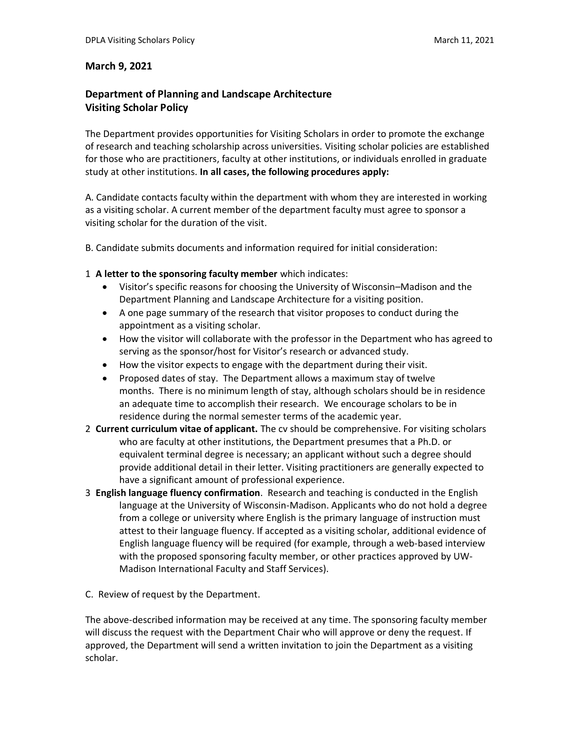**March 9, 2021**

## Department of Planning and Landscape Architecture
## Visiting Scholar Policy

The Department provides opportunities for Visiting Scholars in order to promote the exchange of research and teaching scholarship across universities. Visiting scholar policies are established for those who are practitioners, faculty at other institutions, or individuals enrolled in graduate study at other institutions. **In all cases, the following procedures apply:**

A. Candidate contacts faculty within the department with whom they are interested in working as a visiting scholar. A current member of the department faculty must agree to sponsor a visiting scholar for the duration of the visit.

B. Candidate submits documents and information required for initial consideration:

1 **A letter to the sponsoring faculty member** which indicates:

- Visitor's specific reasons for choosing the University of Wisconsin–Madison and the Department Planning and Landscape Architecture for a visiting position.
- A one page summary of the research that visitor proposes to conduct during the appointment as a visiting scholar.
- How the visitor will collaborate with the professor in the Department who has agreed to serving as the sponsor/host for Visitor's research or advanced study.
- How the visitor expects to engage with the department during their visit.
- Proposed dates of stay. The Department allows a maximum stay of twelve months. There is no minimum length of stay, although scholars should be in residence an adequate time to accomplish their research. We encourage scholars to be in residence during the normal semester terms of the academic year.

2 **Current curriculum vitae of applicant.** The cv should be comprehensive. For visiting scholars who are faculty at other institutions, the Department presumes that a Ph.D. or equivalent terminal degree is necessary; an applicant without such a degree should provide additional detail in their letter. Visiting practitioners are generally expected to have a significant amount of professional experience.

3 **English language fluency confirmation**. Research and teaching is conducted in the English language at the University of Wisconsin-Madison. Applicants who do not hold a degree from a college or university where English is the primary language of instruction must attest to their language fluency. If accepted as a visiting scholar, additional evidence of English language fluency will be required (for example, through a web-based interview with the proposed sponsoring faculty member, or other practices approved by UW-Madison International Faculty and Staff Services).

C. Review of request by the Department.

The above-described information may be received at any time. The sponsoring faculty member will discuss the request with the Department Chair who will approve or deny the request. If approved, the Department will send a written invitation to join the Department as a visiting scholar.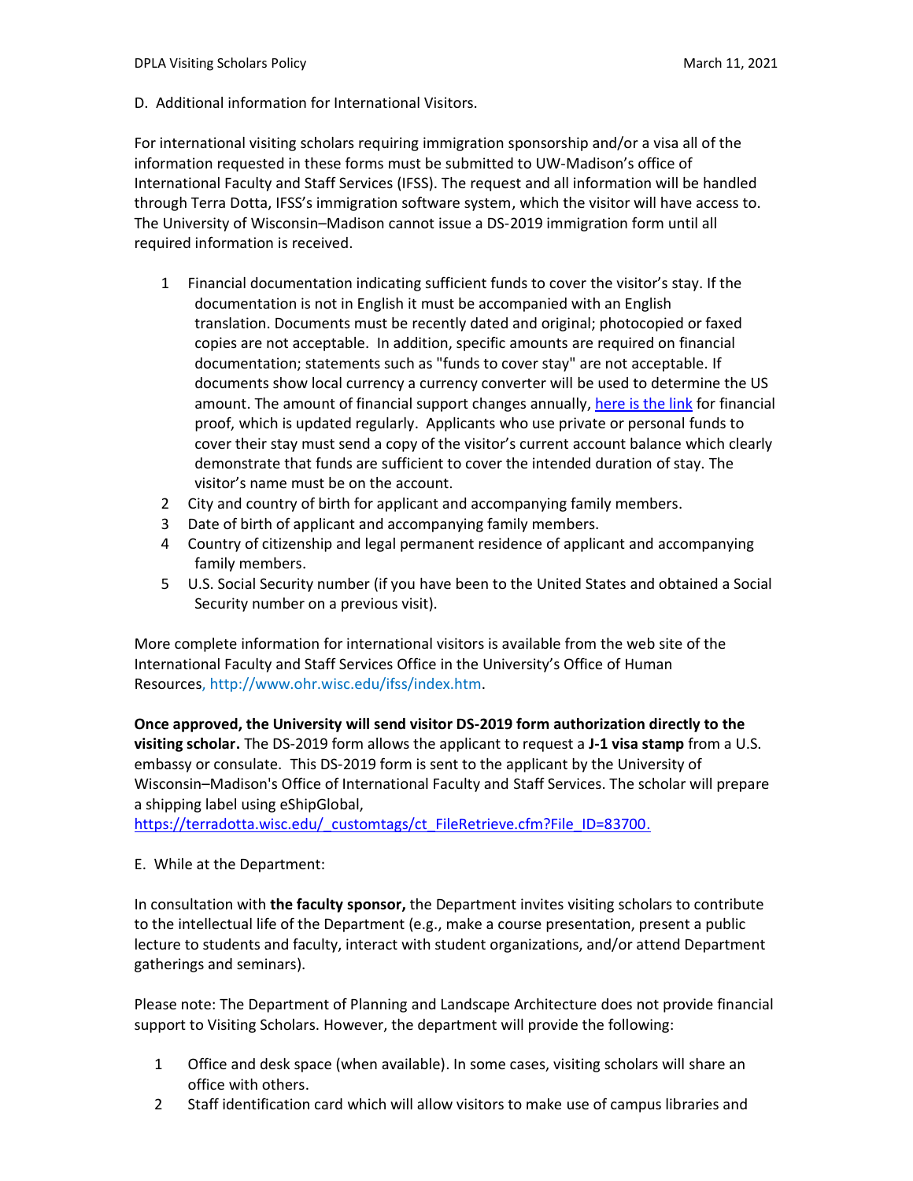D. Additional information for International Visitors.

For international visiting scholars requiring immigration sponsorship and/or a visa all of the information requested in these forms must be submitted to UW-Madison's office of International Faculty and Staff Services (IFSS). The request and all information will be handled through Terra Dotta, IFSS's immigration software system, which the visitor will have access to. The University of Wisconsin–Madison cannot issue a DS-2019 immigration form until all required information is received.

1. Financial documentation indicating sufficient funds to cover the visitor's stay. If the documentation is not in English it must be accompanied with an English translation. Documents must be recently dated and original; photocopied or faxed copies are not acceptable. In addition, specific amounts are required on financial documentation; statements such as "funds to cover stay" are not acceptable. If documents show local currency a currency converter will be used to determine the US amount. The amount of financial support changes annually, here is the link for financial proof, which is updated regularly. Applicants who use private or personal funds to cover their stay must send a copy of the visitor's current account balance which clearly demonstrate that funds are sufficient to cover the intended duration of stay. The visitor's name must be on the account.
2. City and country of birth for applicant and accompanying family members.
3. Date of birth of applicant and accompanying family members.
4. Country of citizenship and legal permanent residence of applicant and accompanying family members.
5. U.S. Social Security number (if you have been to the United States and obtained a Social Security number on a previous visit).

More complete information for international visitors is available from the web site of the International Faculty and Staff Services Office in the University's Office of Human Resources, http://www.ohr.wisc.edu/ifss/index.htm.

**Once approved, the University will send visitor DS-2019 form authorization directly to the visiting scholar.** The DS-2019 form allows the applicant to request a **J-1 visa stamp** from a U.S. embassy or consulate. This DS-2019 form is sent to the applicant by the University of Wisconsin–Madison's Office of International Faculty and Staff Services. The scholar will prepare a shipping label using eShipGlobal, https://terradotta.wisc.edu/_customtags/ct_FileRetrieve.cfm?File_ID=83700.

E. While at the Department:

In consultation with **the faculty sponsor,** the Department invites visiting scholars to contribute to the intellectual life of the Department (e.g., make a course presentation, present a public lecture to students and faculty, interact with student organizations, and/or attend Department gatherings and seminars).

Please note: The Department of Planning and Landscape Architecture does not provide financial support to Visiting Scholars. However, the department will provide the following:

1. Office and desk space (when available). In some cases, visiting scholars will share an office with others.
2. Staff identification card which will allow visitors to make use of campus libraries and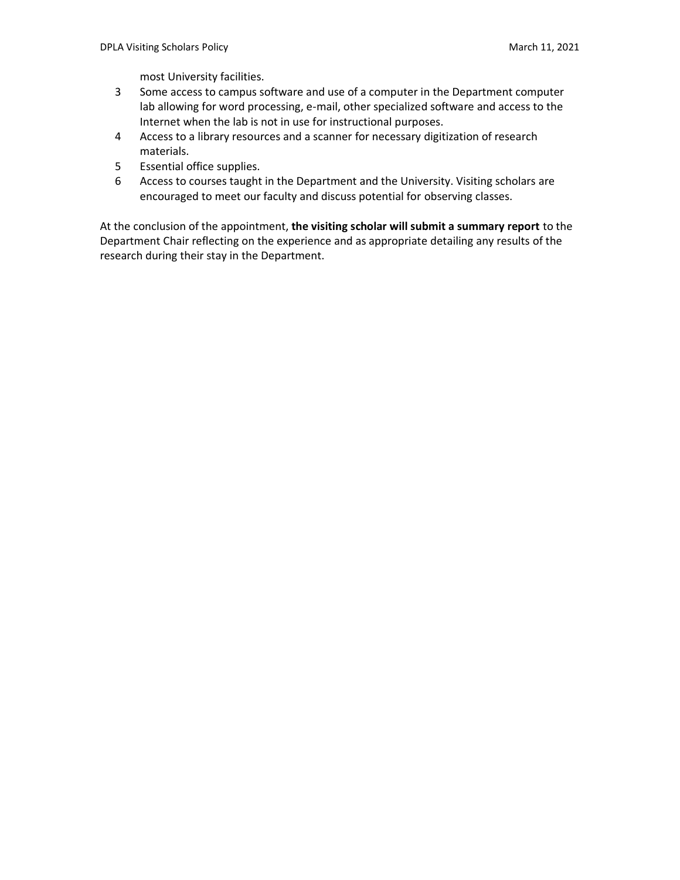most University facilities.

3. Some access to campus software and use of a computer in the Department computer lab allowing for word processing, e-mail, other specialized software and access to the Internet when the lab is not in use for instructional purposes.
4. Access to a library resources and a scanner for necessary digitization of research materials.
5. Essential office supplies.
6. Access to courses taught in the Department and the University. Visiting scholars are encouraged to meet our faculty and discuss potential for observing classes.

At the conclusion of the appointment, **the visiting scholar will submit a summary report** to the Department Chair reflecting on the experience and as appropriate detailing any results of the research during their stay in the Department.